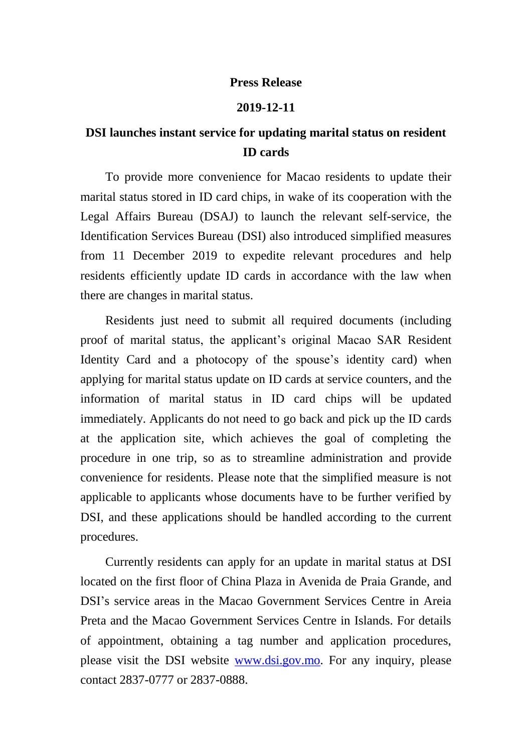**Press Release**

**2019-12-11**

# DSI launches instant service for updating marital status on resident ID cards

To provide more convenience for Macao residents to update their marital status stored in ID card chips, in wake of its cooperation with the Legal Affairs Bureau (DSAJ) to launch the relevant self-service, the Identification Services Bureau (DSI) also introduced simplified measures from 11 December 2019 to expedite relevant procedures and help residents efficiently update ID cards in accordance with the law when there are changes in marital status.

Residents just need to submit all required documents (including proof of marital status, the applicant's original Macao SAR Resident Identity Card and a photocopy of the spouse's identity card) when applying for marital status update on ID cards at service counters, and the information of marital status in ID card chips will be updated immediately. Applicants do not need to go back and pick up the ID cards at the application site, which achieves the goal of completing the procedure in one trip, so as to streamline administration and provide convenience for residents. Please note that the simplified measure is not applicable to applicants whose documents have to be further verified by DSI, and these applications should be handled according to the current procedures.

Currently residents can apply for an update in marital status at DSI located on the first floor of China Plaza in Avenida de Praia Grande, and DSI's service areas in the Macao Government Services Centre in Areia Preta and the Macao Government Services Centre in Islands. For details of appointment, obtaining a tag number and application procedures, please visit the DSI website [www.dsi.gov.mo](http://www.dsi.gov.mo). For any inquiry, please contact 2837-0777 or 2837-0888.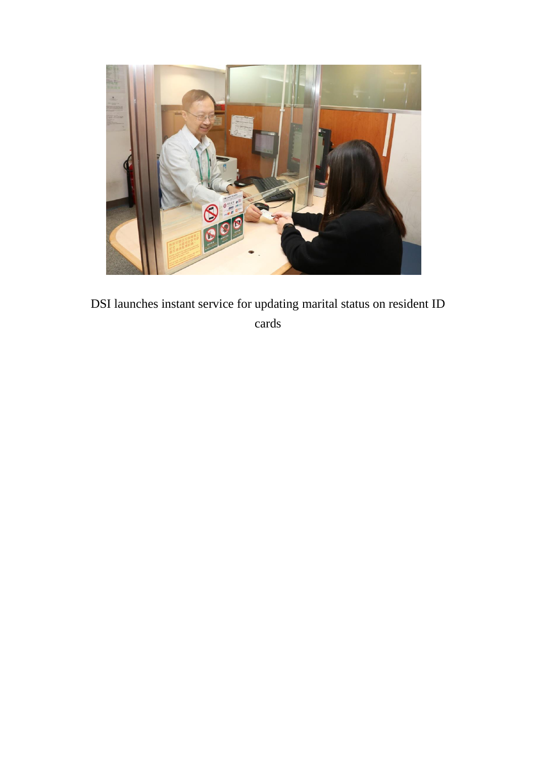DSI launches instant service for updating marital status on resident ID cards